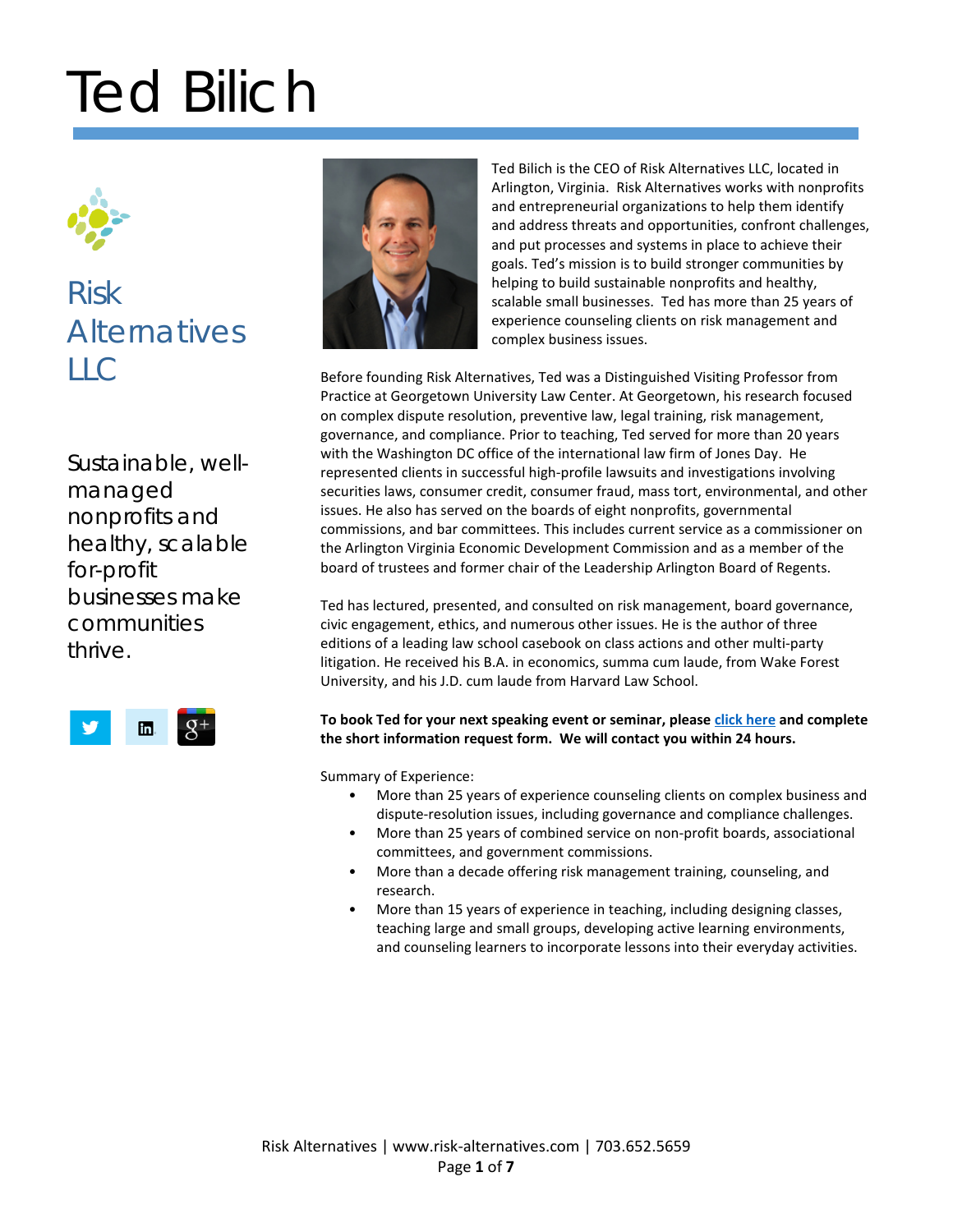# Ted Bilich

## Risk Alternatives LLC

Sustainable, well-managed nonprofits and healthy, scalable for-profit businesses make communities thrive.

Ted Bilich is the CEO of Risk Alternatives LLC, located in Arlington, Virginia. Risk Alternatives works with nonprofits and entrepreneurial organizations to help them identify and address threats and opportunities, confront challenges, and put processes and systems in place to achieve their goals. Ted's mission is to build stronger communities by helping to build sustainable nonprofits and healthy, scalable small businesses. Ted has more than 25 years of experience counseling clients on risk management and complex business issues.

Before founding Risk Alternatives, Ted was a Distinguished Visiting Professor from Practice at Georgetown University Law Center. At Georgetown, his research focused on complex dispute resolution, preventive law, legal training, risk management, governance, and compliance. Prior to teaching, Ted served for more than 20 years with the Washington DC office of the international law firm of Jones Day. He represented clients in successful high-profile lawsuits and investigations involving securities laws, consumer credit, consumer fraud, mass tort, environmental, and other issues. He also has served on the boards of eight nonprofits, governmental commissions, and bar committees. This includes current service as a commissioner on the Arlington Virginia Economic Development Commission and as a member of the board of trustees and former chair of the Leadership Arlington Board of Regents.

Ted has lectured, presented, and consulted on risk management, board governance, civic engagement, ethics, and numerous other issues. He is the author of three editions of a leading law school casebook on class actions and other multi-party litigation. He received his B.A. in economics, summa cum laude, from Wake Forest University, and his J.D. cum laude from Harvard Law School.

**To book Ted for your next speaking event or seminar, please [click here](#) and complete the short information request form. We will contact you within 24 hours.**

Summary of Experience:

- More than 25 years of experience counseling clients on complex business and dispute-resolution issues, including governance and compliance challenges.
- More than 25 years of combined service on non-profit boards, associational committees, and government commissions.
- More than a decade offering risk management training, counseling, and research.
- More than 15 years of experience in teaching, including designing classes, teaching large and small groups, developing active learning environments, and counseling learners to incorporate lessons into their everyday activities.

Risk Alternatives | www.risk-alternatives.com | 703.652.5659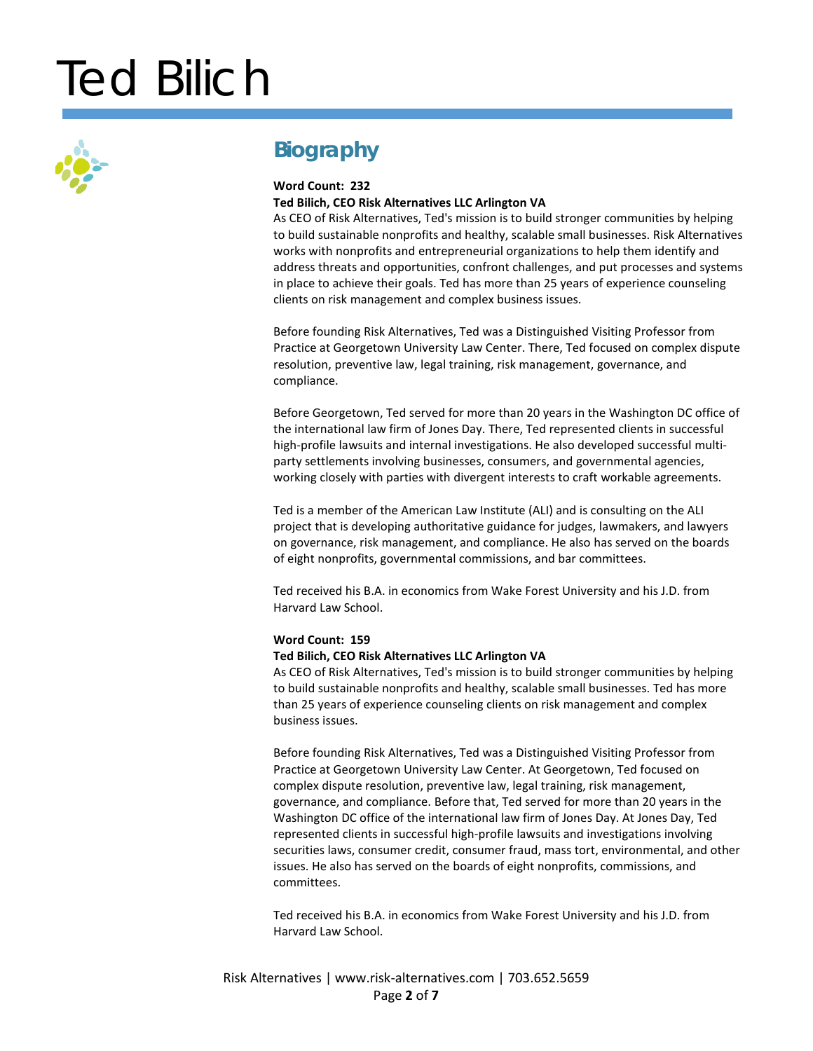# Ted Bilich

## Biography

**Word Count: 232**

**Ted Bilich, CEO Risk Alternatives LLC Arlington VA**

As CEO of Risk Alternatives, Ted's mission is to build stronger communities by helping to build sustainable nonprofits and healthy, scalable small businesses. Risk Alternatives works with nonprofits and entrepreneurial organizations to help them identify and address threats and opportunities, confront challenges, and put processes and systems in place to achieve their goals. Ted has more than 25 years of experience counseling clients on risk management and complex business issues.

Before founding Risk Alternatives, Ted was a Distinguished Visiting Professor from Practice at Georgetown University Law Center. There, Ted focused on complex dispute resolution, preventive law, legal training, risk management, governance, and compliance.

Before Georgetown, Ted served for more than 20 years in the Washington DC office of the international law firm of Jones Day. There, Ted represented clients in successful high-profile lawsuits and internal investigations. He also developed successful multi-party settlements involving businesses, consumers, and governmental agencies, working closely with parties with divergent interests to craft workable agreements.

Ted is a member of the American Law Institute (ALI) and is consulting on the ALI project that is developing authoritative guidance for judges, lawmakers, and lawyers on governance, risk management, and compliance. He also has served on the boards of eight nonprofits, governmental commissions, and bar committees.

Ted received his B.A. in economics from Wake Forest University and his J.D. from Harvard Law School.

**Word Count: 159**

**Ted Bilich, CEO Risk Alternatives LLC Arlington VA**

As CEO of Risk Alternatives, Ted's mission is to build stronger communities by helping to build sustainable nonprofits and healthy, scalable small businesses. Ted has more than 25 years of experience counseling clients on risk management and complex business issues.

Before founding Risk Alternatives, Ted was a Distinguished Visiting Professor from Practice at Georgetown University Law Center. At Georgetown, Ted focused on complex dispute resolution, preventive law, legal training, risk management, governance, and compliance. Before that, Ted served for more than 20 years in the Washington DC office of the international law firm of Jones Day. At Jones Day, Ted represented clients in successful high-profile lawsuits and investigations involving securities laws, consumer credit, consumer fraud, mass tort, environmental, and other issues. He also has served on the boards of eight nonprofits, commissions, and committees.

Ted received his B.A. in economics from Wake Forest University and his J.D. from Harvard Law School.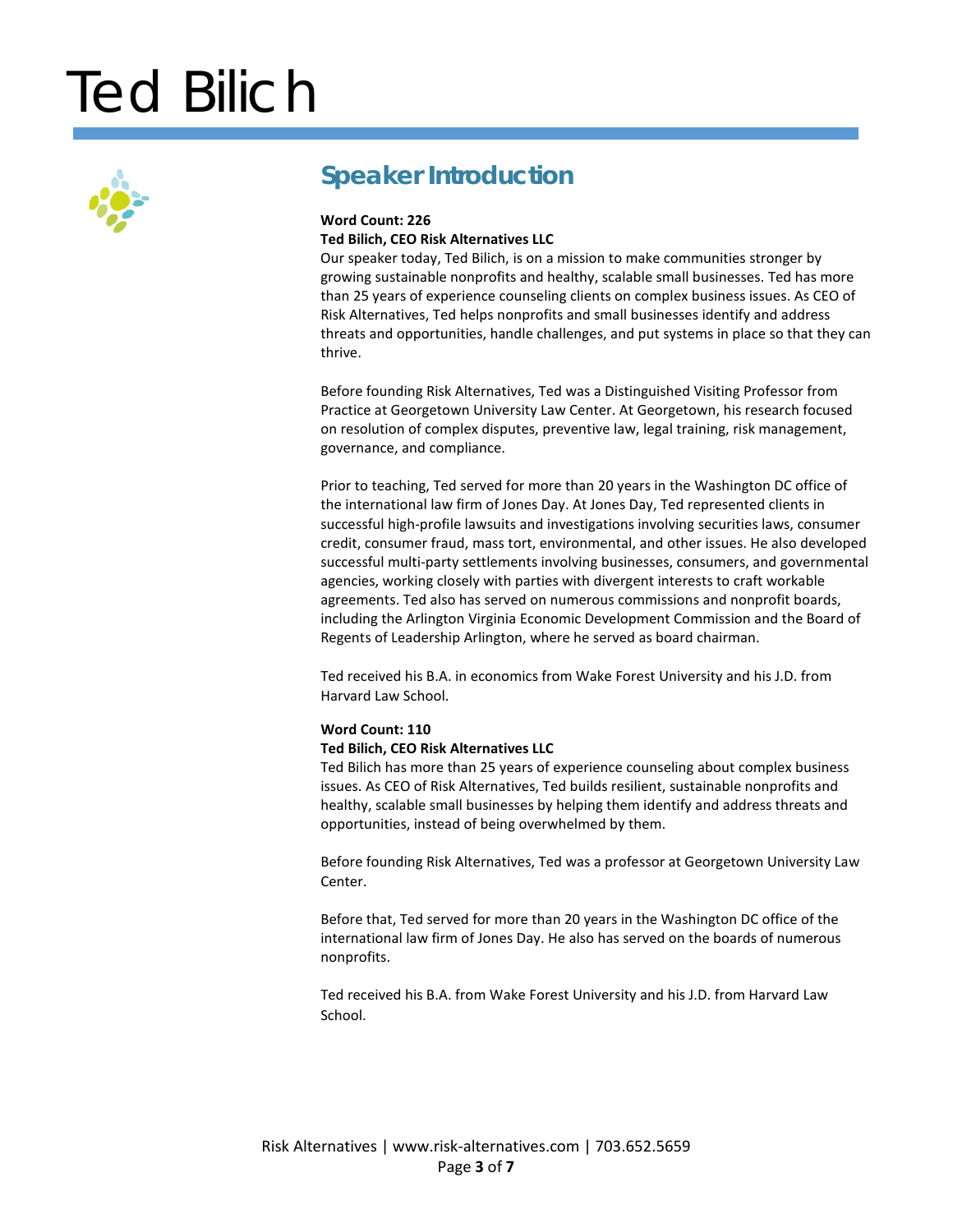# Ted Bilich

## Speaker Introduction

**Word Count: 226**
**Ted Bilich, CEO Risk Alternatives LLC**

Our speaker today, Ted Bilich, is on a mission to make communities stronger by growing sustainable nonprofits and healthy, scalable small businesses. Ted has more than 25 years of experience counseling clients on complex business issues. As CEO of Risk Alternatives, Ted helps nonprofits and small businesses identify and address threats and opportunities, handle challenges, and put systems in place so that they can thrive.

Before founding Risk Alternatives, Ted was a Distinguished Visiting Professor from Practice at Georgetown University Law Center. At Georgetown, his research focused on resolution of complex disputes, preventive law, legal training, risk management, governance, and compliance.

Prior to teaching, Ted served for more than 20 years in the Washington DC office of the international law firm of Jones Day. At Jones Day, Ted represented clients in successful high-profile lawsuits and investigations involving securities laws, consumer credit, consumer fraud, mass tort, environmental, and other issues. He also developed successful multi-party settlements involving businesses, consumers, and governmental agencies, working closely with parties with divergent interests to craft workable agreements. Ted also has served on numerous commissions and nonprofit boards, including the Arlington Virginia Economic Development Commission and the Board of Regents of Leadership Arlington, where he served as board chairman.

Ted received his B.A. in economics from Wake Forest University and his J.D. from Harvard Law School.

**Word Count: 110**
**Ted Bilich, CEO Risk Alternatives LLC**

Ted Bilich has more than 25 years of experience counseling about complex business issues. As CEO of Risk Alternatives, Ted builds resilient, sustainable nonprofits and healthy, scalable small businesses by helping them identify and address threats and opportunities, instead of being overwhelmed by them.

Before founding Risk Alternatives, Ted was a professor at Georgetown University Law Center.

Before that, Ted served for more than 20 years in the Washington DC office of the international law firm of Jones Day. He also has served on the boards of numerous nonprofits.

Ted received his B.A. from Wake Forest University and his J.D. from Harvard Law School.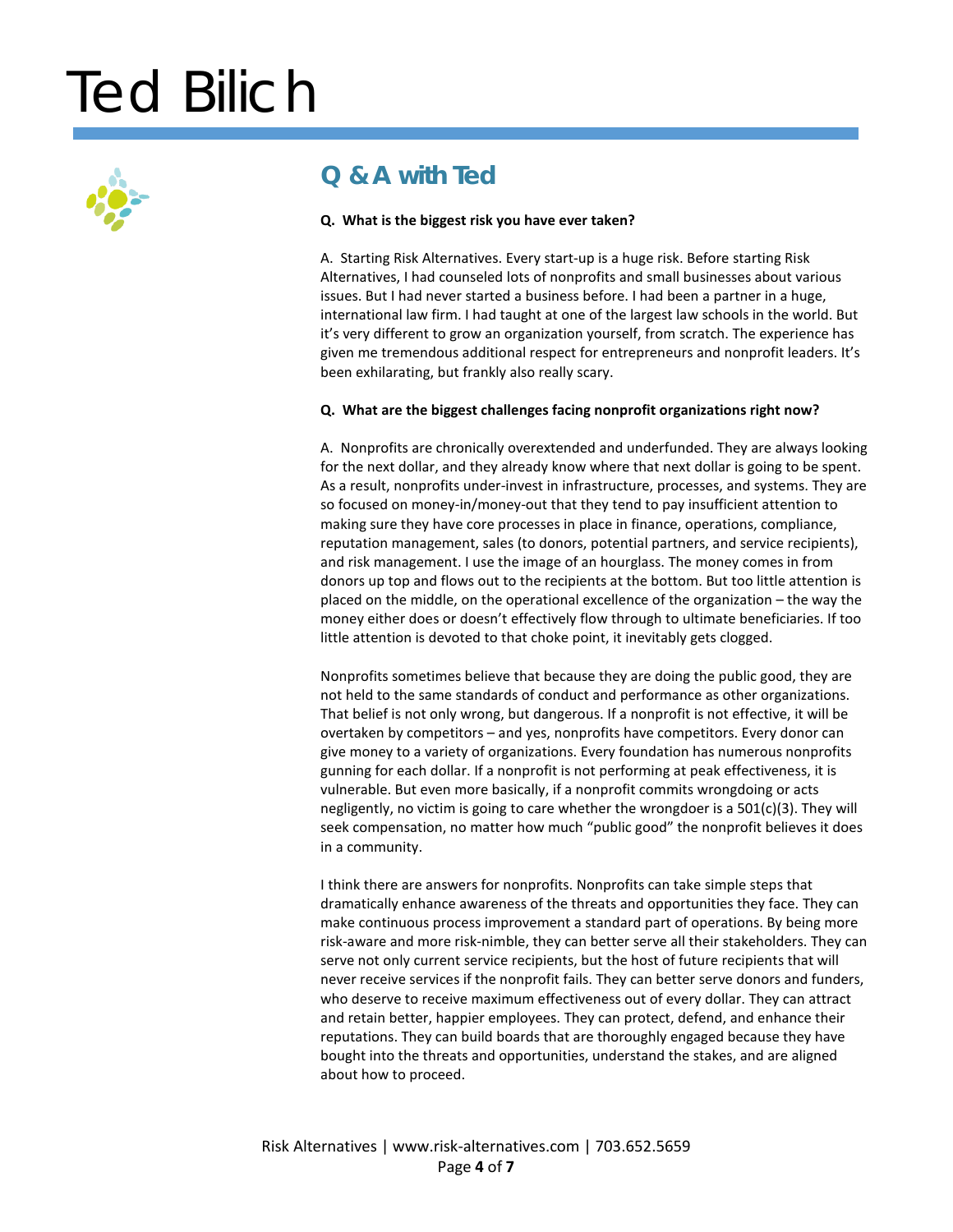## Q & A with Ted

**Q. What is the biggest risk you have ever taken?**

A. Starting Risk Alternatives. Every start-up is a huge risk. Before starting Risk Alternatives, I had counseled lots of nonprofits and small businesses about various issues. But I had never started a business before. I had been a partner in a huge, international law firm. I had taught at one of the largest law schools in the world. But it's very different to grow an organization yourself, from scratch. The experience has given me tremendous additional respect for entrepreneurs and nonprofit leaders. It's been exhilarating, but frankly also really scary.

**Q. What are the biggest challenges facing nonprofit organizations right now?**

A. Nonprofits are chronically overextended and underfunded. They are always looking for the next dollar, and they already know where that next dollar is going to be spent. As a result, nonprofits under-invest in infrastructure, processes, and systems. They are so focused on money-in/money-out that they tend to pay insufficient attention to making sure they have core processes in place in finance, operations, compliance, reputation management, sales (to donors, potential partners, and service recipients), and risk management. I use the image of an hourglass. The money comes in from donors up top and flows out to the recipients at the bottom. But too little attention is placed on the middle, on the operational excellence of the organization – the way the money either does or doesn't effectively flow through to ultimate beneficiaries. If too little attention is devoted to that choke point, it inevitably gets clogged.

Nonprofits sometimes believe that because they are doing the public good, they are not held to the same standards of conduct and performance as other organizations. That belief is not only wrong, but dangerous. If a nonprofit is not effective, it will be overtaken by competitors – and yes, nonprofits have competitors. Every donor can give money to a variety of organizations. Every foundation has numerous nonprofits gunning for each dollar. If a nonprofit is not performing at peak effectiveness, it is vulnerable. But even more basically, if a nonprofit commits wrongdoing or acts negligently, no victim is going to care whether the wrongdoer is a 501(c)(3). They will seek compensation, no matter how much "public good" the nonprofit believes it does in a community.

I think there are answers for nonprofits. Nonprofits can take simple steps that dramatically enhance awareness of the threats and opportunities they face. They can make continuous process improvement a standard part of operations. By being more risk-aware and more risk-nimble, they can better serve all their stakeholders. They can serve not only current service recipients, but the host of future recipients that will never receive services if the nonprofit fails. They can better serve donors and funders, who deserve to receive maximum effectiveness out of every dollar. They can attract and retain better, happier employees. They can protect, defend, and enhance their reputations. They can build boards that are thoroughly engaged because they have bought into the threats and opportunities, understand the stakes, and are aligned about how to proceed.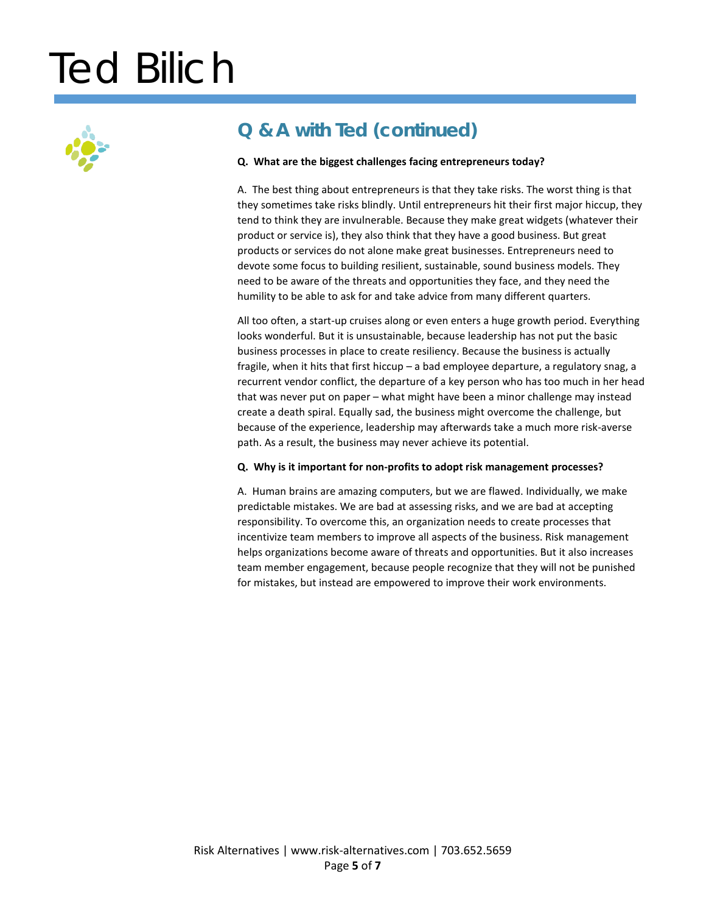## Q & A with Ted (continued)

**Q. What are the biggest challenges facing entrepreneurs today?**

A. The best thing about entrepreneurs is that they take risks. The worst thing is that they sometimes take risks blindly. Until entrepreneurs hit their first major hiccup, they tend to think they are invulnerable. Because they make great widgets (whatever their product or service is), they also think that they have a good business. But great products or services do not alone make great businesses. Entrepreneurs need to devote some focus to building resilient, sustainable, sound business models. They need to be aware of the threats and opportunities they face, and they need the humility to be able to ask for and take advice from many different quarters.

All too often, a start-up cruises along or even enters a huge growth period. Everything looks wonderful. But it is unsustainable, because leadership has not put the basic business processes in place to create resiliency. Because the business is actually fragile, when it hits that first hiccup – a bad employee departure, a regulatory snag, a recurrent vendor conflict, the departure of a key person who has too much in her head that was never put on paper – what might have been a minor challenge may instead create a death spiral. Equally sad, the business might overcome the challenge, but because of the experience, leadership may afterwards take a much more risk-averse path. As a result, the business may never achieve its potential.

**Q. Why is it important for non-profits to adopt risk management processes?**

A. Human brains are amazing computers, but we are flawed. Individually, we make predictable mistakes. We are bad at assessing risks, and we are bad at accepting responsibility. To overcome this, an organization needs to create processes that incentivize team members to improve all aspects of the business. Risk management helps organizations become aware of threats and opportunities. But it also increases team member engagement, because people recognize that they will not be punished for mistakes, but instead are empowered to improve their work environments.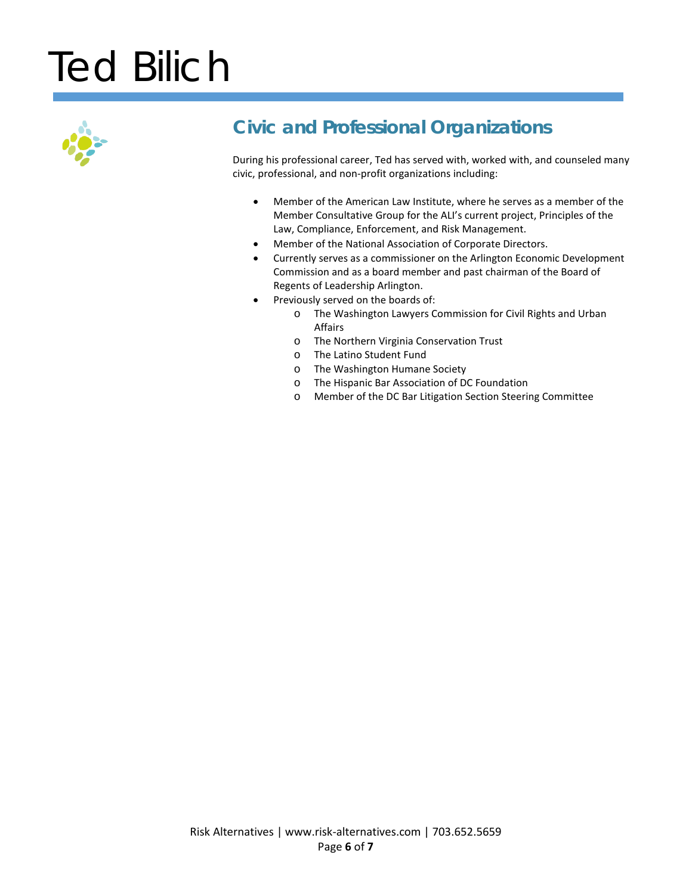# Ted Bilich

## Civic and Professional Organizations

During his professional career, Ted has served with, worked with, and counseled many civic, professional, and non-profit organizations including:

- Member of the American Law Institute, where he serves as a member of the Member Consultative Group for the ALI's current project, Principles of the Law, Compliance, Enforcement, and Risk Management.
- Member of the National Association of Corporate Directors.
- Currently serves as a commissioner on the Arlington Economic Development Commission and as a board member and past chairman of the Board of Regents of Leadership Arlington.
- Previously served on the boards of:
  - The Washington Lawyers Commission for Civil Rights and Urban Affairs
  - The Northern Virginia Conservation Trust
  - The Latino Student Fund
  - The Washington Humane Society
  - The Hispanic Bar Association of DC Foundation
  - Member of the DC Bar Litigation Section Steering Committee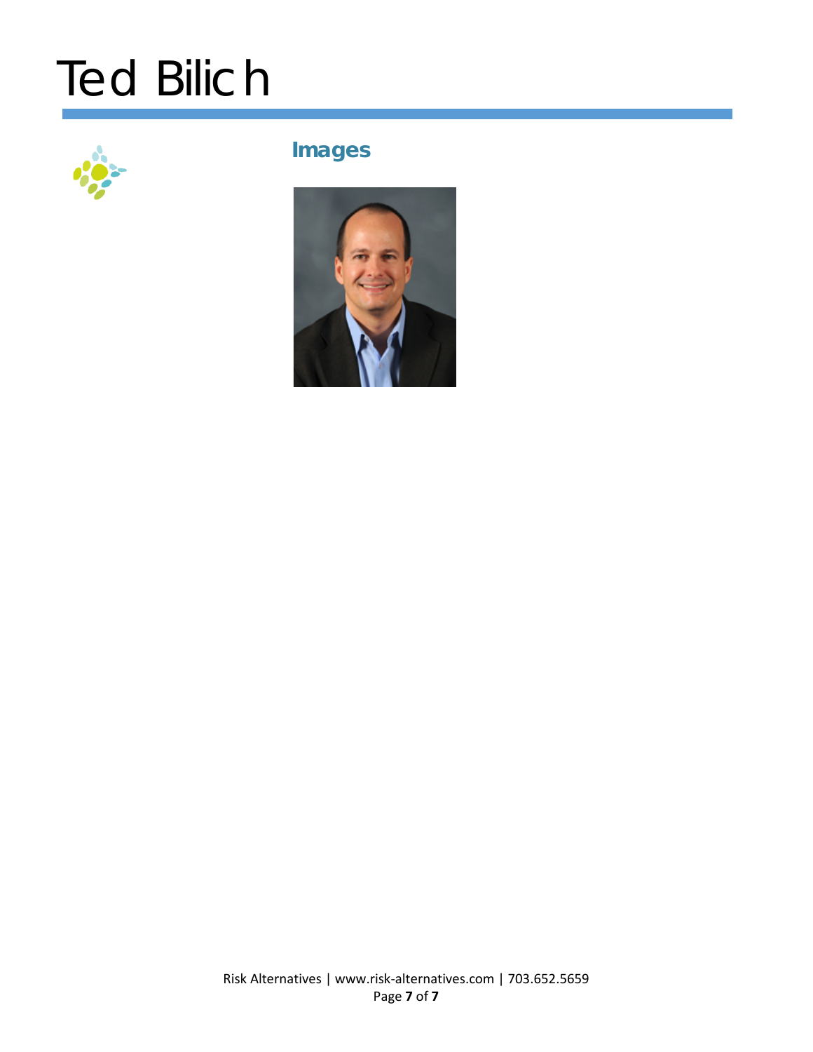# Ted Bilich

## Images